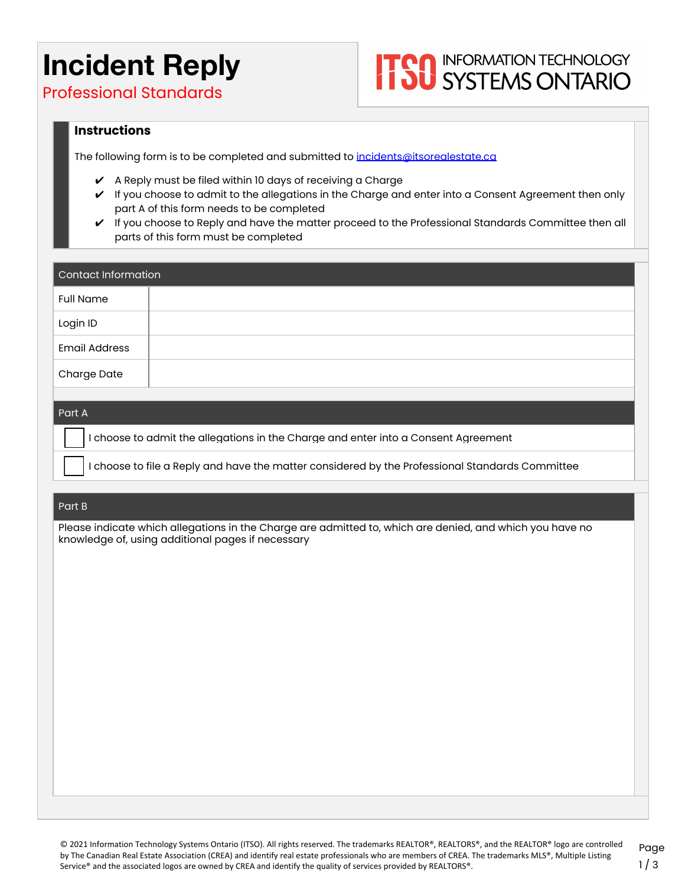# Incident Reply

## Professional Standards

INFORMATION TECHNOLOGY SYSTEMS ONTARIO

### Instructions

The following form is to be completed and submitted to incidents@itsorealestate.ca

- ✔ A Reply must be filed within 10 days of receiving a Charge
- ✔ If you choose to admit to the allegations in the Charge and enter into a Consent Agreement then only part A of this form needs to be completed
- ✔ If you choose to Reply and have the matter proceed to the Professional Standards Committee then all parts of this form must be completed

| Contact Information | |
|---|---|
| Full Name | |
| Login ID | |
| Email Address | |
| Charge Date | |

### Part A

- ☐ I choose to admit the allegations in the Charge and enter into a Consent Agreement
- ☐ I choose to file a Reply and have the matter considered by the Professional Standards Committee

### Part B

Please indicate which allegations in the Charge are admitted to, which are denied, and which you have no knowledge of, using additional pages if necessary

© 2021 Information Technology Systems Ontario (ITSO). All rights reserved. The trademarks REALTOR®, REALTORS®, and the REALTOR® logo are controlled by The Canadian Real Estate Association (CREA) and identify real estate professionals who are members of CREA. The trademarks MLS®, Multiple Listing Service® and the associated logos are owned by CREA and identify the quality of services provided by REALTORS®.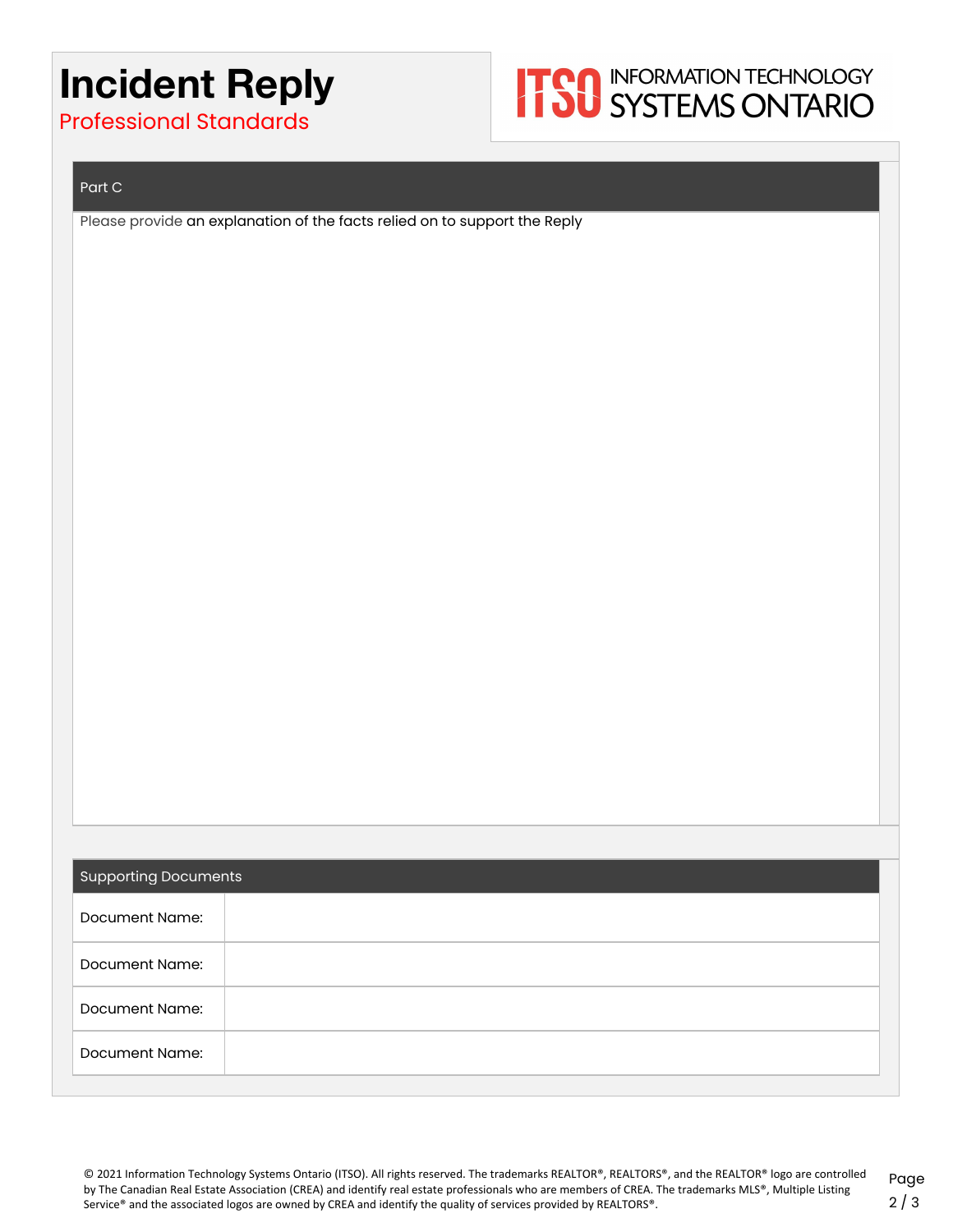# Incident Reply

## Professional Standards

INFORMATION TECHNOLOGY SYSTEMS ONTARIO

### Part C

Please provide an explanation of the facts relied on to support the Reply

### Supporting Documents

| Document Name: | |
|---|---|
| Document Name: | |
| Document Name: | |
| Document Name: | |

© 2021 Information Technology Systems Ontario (ITSO). All rights reserved. The trademarks REALTOR®, REALTORS®, and the REALTOR® logo are controlled by The Canadian Real Estate Association (CREA) and identify real estate professionals who are members of CREA. The trademarks MLS®, Multiple Listing Service® and the associated logos are owned by CREA and identify the quality of services provided by REALTORS®.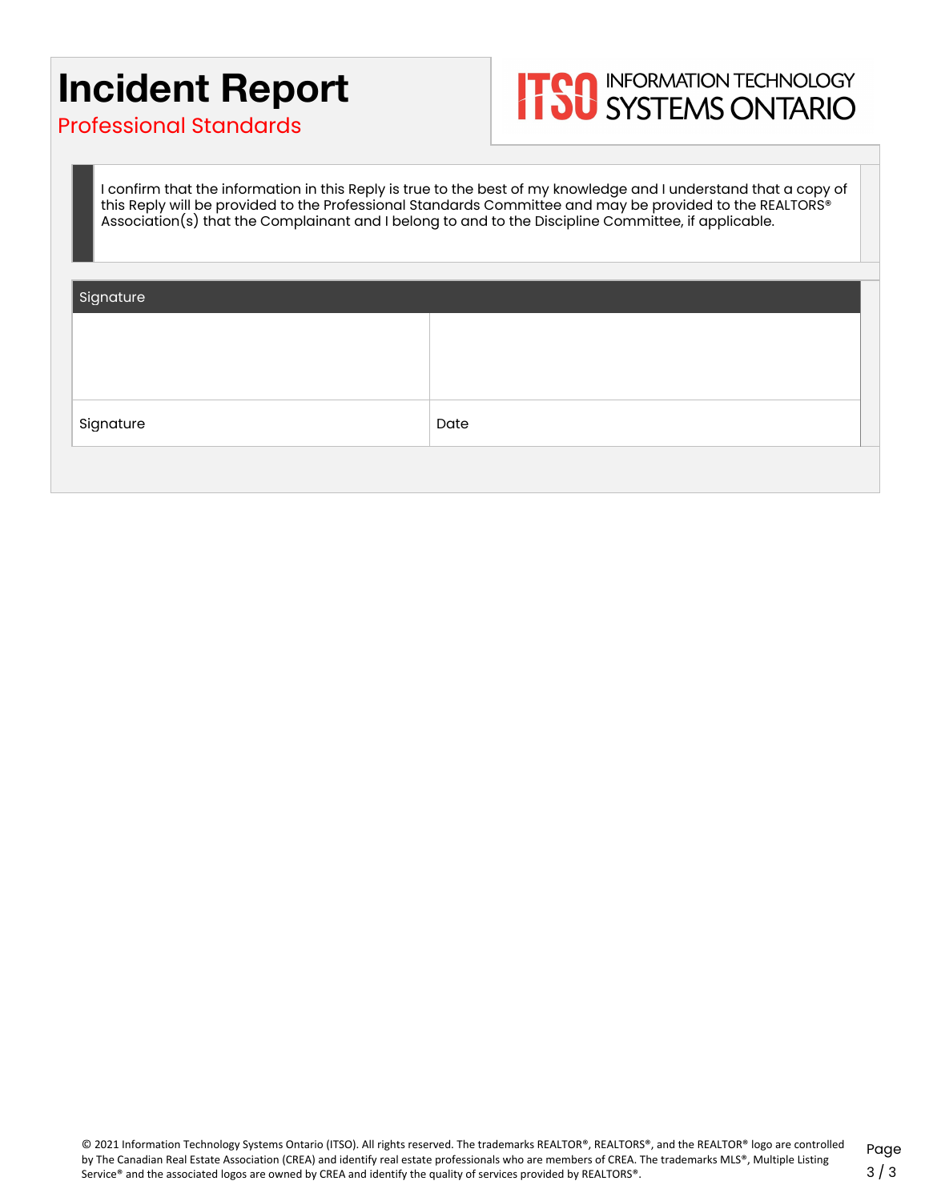# Incident Report

## Professional Standards

INFORMATION TECHNOLOGY SYSTEMS ONTARIO

I confirm that the information in this Reply is true to the best of my knowledge and I understand that a copy of this Reply will be provided to the Professional Standards Committee and may be provided to the REALTORS® Association(s) that the Complainant and I belong to and to the Discipline Committee, if applicable.

| Signature | |
|---|---|
| | |
| Signature | Date |

© 2021 Information Technology Systems Ontario (ITSO). All rights reserved. The trademarks REALTOR®, REALTORS®, and the REALTOR® logo are controlled by The Canadian Real Estate Association (CREA) and identify real estate professionals who are members of CREA. The trademarks MLS®, Multiple Listing Service® and the associated logos are owned by CREA and identify the quality of services provided by REALTORS®.